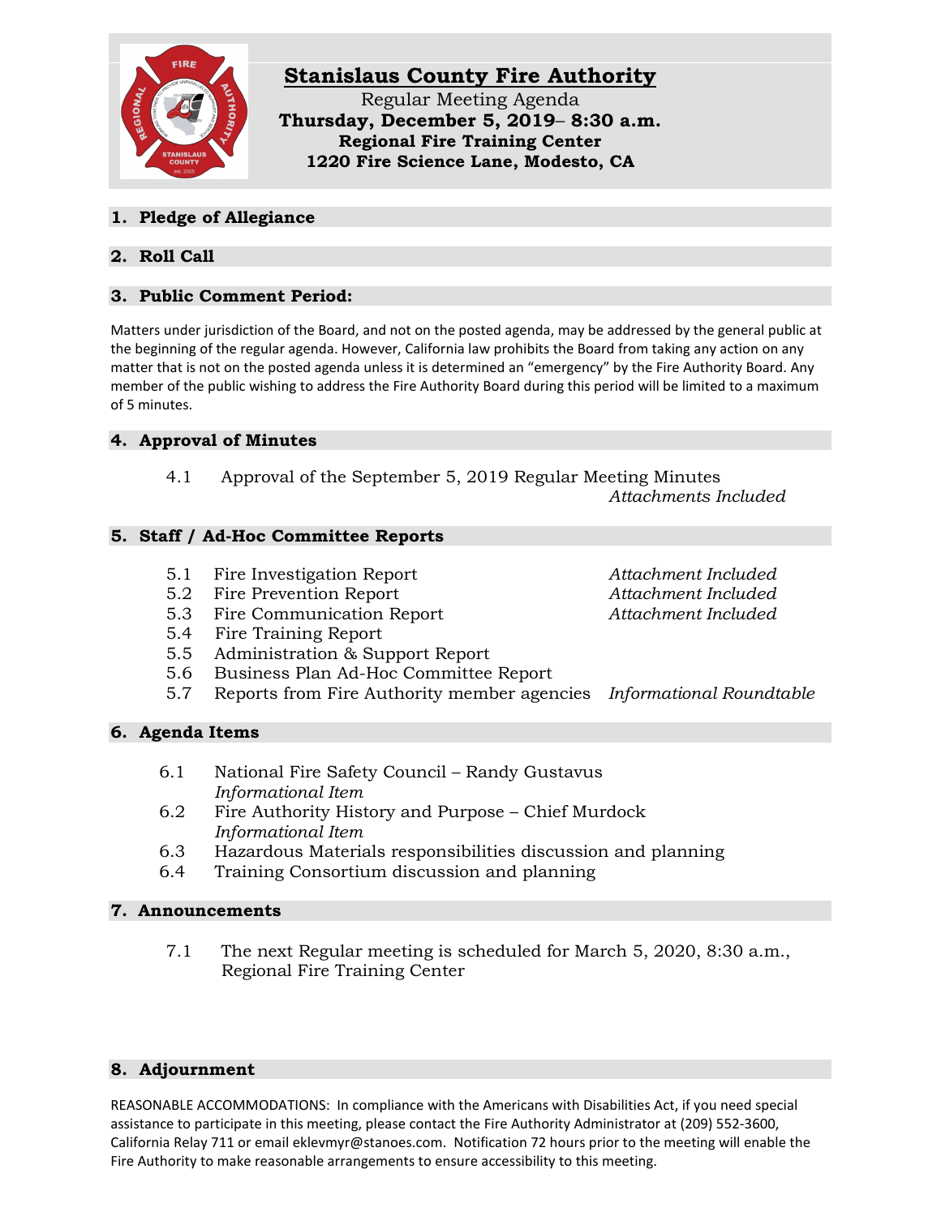# Stanislaus County Fire Authority

Regular Meeting Agenda
**Thursday, December 5, 2019– 8:30 a.m.**
**Regional Fire Training Center**
**1220 Fire Science Lane, Modesto, CA**

## 1. Pledge of Allegiance

## 2. Roll Call

## 3. Public Comment Period:

Matters under jurisdiction of the Board, and not on the posted agenda, may be addressed by the general public at the beginning of the regular agenda. However, California law prohibits the Board from taking any action on any matter that is not on the posted agenda unless it is determined an "emergency" by the Fire Authority Board. Any member of the public wishing to address the Fire Authority Board during this period will be limited to a maximum of 5 minutes.

## 4. Approval of Minutes

4.1 Approval of the September 5, 2019 Regular Meeting Minutes *Attachments Included*

## 5. Staff / Ad-Hoc Committee Reports

5.1 Fire Investigation Report *Attachment Included*
5.2 Fire Prevention Report *Attachment Included*
5.3 Fire Communication Report *Attachment Included*
5.4 Fire Training Report
5.5 Administration & Support Report
5.6 Business Plan Ad-Hoc Committee Report
5.7 Reports from Fire Authority member agencies *Informational Roundtable*

## 6. Agenda Items

6.1 National Fire Safety Council – Randy Gustavus
*Informational Item*
6.2 Fire Authority History and Purpose – Chief Murdock
*Informational Item*
6.3 Hazardous Materials responsibilities discussion and planning
6.4 Training Consortium discussion and planning

## 7. Announcements

7.1 The next Regular meeting is scheduled for March 5, 2020, 8:30 a.m., Regional Fire Training Center

## 8. Adjournment

REASONABLE ACCOMMODATIONS: In compliance with the Americans with Disabilities Act, if you need special assistance to participate in this meeting, please contact the Fire Authority Administrator at (209) 552-3600, California Relay 711 or email eklevmyr@stanoes.com. Notification 72 hours prior to the meeting will enable the Fire Authority to make reasonable arrangements to ensure accessibility to this meeting.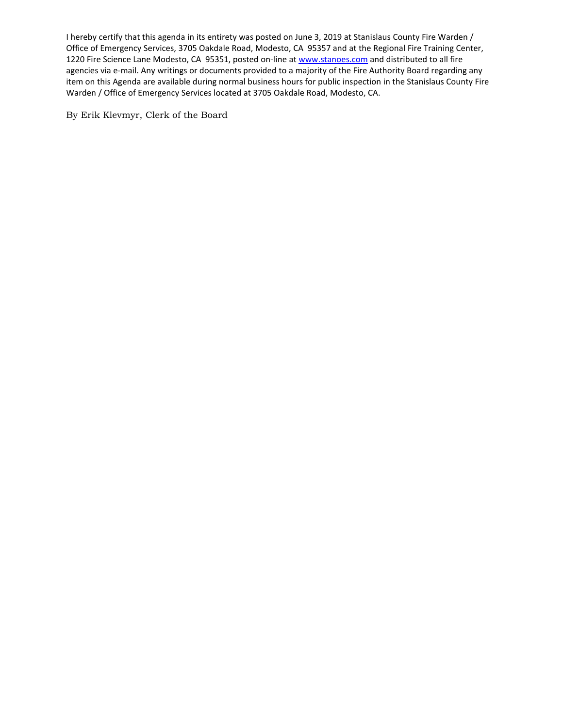I hereby certify that this agenda in its entirety was posted on June 3, 2019 at Stanislaus County Fire Warden / Office of Emergency Services, 3705 Oakdale Road, Modesto, CA 95357 and at the Regional Fire Training Center, 1220 Fire Science Lane Modesto, CA 95351, posted on-line at [www.stanoes.com](http://www.stanoes.com) and distributed to all fire agencies via e-mail. Any writings or documents provided to a majority of the Fire Authority Board regarding any item on this Agenda are available during normal business hours for public inspection in the Stanislaus County Fire Warden / Office of Emergency Services located at 3705 Oakdale Road, Modesto, CA.

By Erik Klevmyr, Clerk of the Board